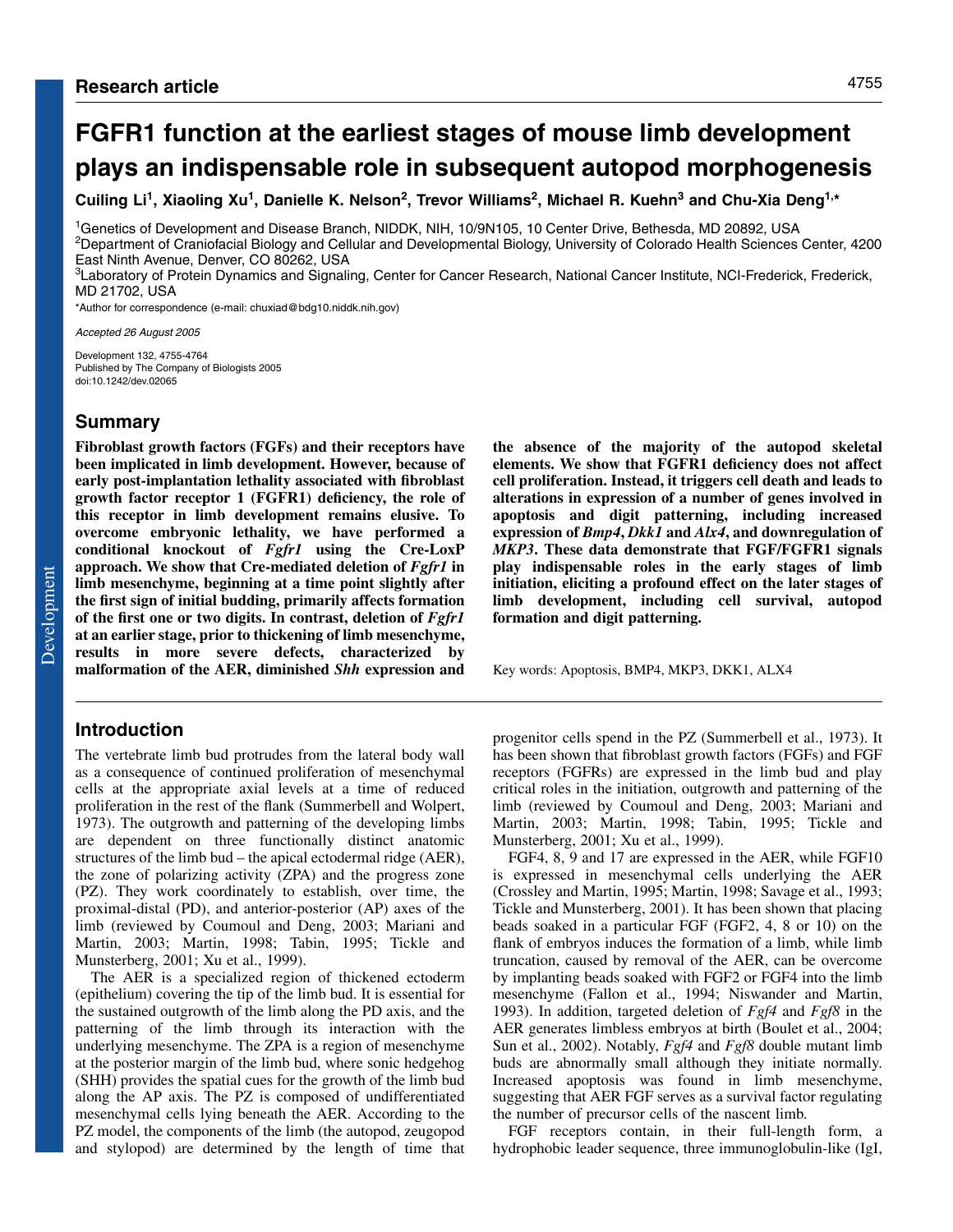Research article

# FGFR1 function at the earliest stages of mouse limb development plays an indispensable role in subsequent autopod morphogenesis

**Cuiling Li[1], Xiaoling Xu[1], Danielle K. Nelson[2], Trevor Williams[2], Michael R. Kuehn[3] and Chu-Xia Deng[1,*]**

[1]Genetics of Development and Disease Branch, NIDDK, NIH, 10/9N105, 10 Center Drive, Bethesda, MD 20892, USA
[2]Department of Craniofacial Biology and Cellular and Developmental Biology, University of Colorado Health Sciences Center, 4200 East Ninth Avenue, Denver, CO 80262, USA
[3]Laboratory of Protein Dynamics and Signaling, Center for Cancer Research, National Cancer Institute, NCI-Frederick, Frederick, MD 21702, USA
*Author for correspondence (e-mail: chuxiad@bdg10.niddk.nih.gov)

*Accepted 26 August 2005*

Development 132, 4755-4764
Published by The Company of Biologists 2005
doi:10.1242/dev.02065

## Summary

**Fibroblast growth factors (FGFs) and their receptors have been implicated in limb development. However, because of early post-implantation lethality associated with fibroblast growth factor receptor 1 (FGFR1) deficiency, the role of this receptor in limb development remains elusive. To overcome embryonic lethality, we have performed a conditional knockout of *Fgfr1* using the Cre-LoxP approach. We show that Cre-mediated deletion of *Fgfr1* in limb mesenchyme, beginning at a time point slightly after the first sign of initial budding, primarily affects formation of the first one or two digits. In contrast, deletion of *Fgfr1* at an earlier stage, prior to thickening of limb mesenchyme, results in more severe defects, characterized by malformation of the AER, diminished *Shh* expression and the absence of the majority of the autopod skeletal elements. We show that FGFR1 deficiency does not affect cell proliferation. Instead, it triggers cell death and leads to alterations in expression of a number of genes involved in apoptosis and digit patterning, including increased expression of *Bmp4*, *Dkk1* and *Alx4*, and downregulation of *MKP3*. These data demonstrate that FGF/FGFR1 signals play indispensable roles in the early stages of limb initiation, eliciting a profound effect on the later stages of limb development, including cell survival, autopod formation and digit patterning.**

Key words: Apoptosis, BMP4, MKP3, DKK1, ALX4

## Introduction

The vertebrate limb bud protrudes from the lateral body wall as a consequence of continued proliferation of mesenchymal cells at the appropriate axial levels at a time of reduced proliferation in the rest of the flank (Summerbell and Wolpert, 1973). The outgrowth and patterning of the developing limbs are dependent on three functionally distinct anatomic structures of the limb bud – the apical ectodermal ridge (AER), the zone of polarizing activity (ZPA) and the progress zone (PZ). They work coordinately to establish, over time, the proximal-distal (PD), and anterior-posterior (AP) axes of the limb (reviewed by Coumoul and Deng, 2003; Mariani and Martin, 2003; Martin, 1998; Tabin, 1995; Tickle and Munsterberg, 2001; Xu et al., 1999).

The AER is a specialized region of thickened ectoderm (epithelium) covering the tip of the limb bud. It is essential for the sustained outgrowth of the limb along the PD axis, and the patterning of the limb through its interaction with the underlying mesenchyme. The ZPA is a region of mesenchyme at the posterior margin of the limb bud, where sonic hedgehog (SHH) provides the spatial cues for the growth of the limb bud along the AP axis. The PZ is composed of undifferentiated mesenchymal cells lying beneath the AER. According to the PZ model, the components of the limb (the autopod, zeugopod and stylopod) are determined by the length of time that progenitor cells spend in the PZ (Summerbell et al., 1973). It has been shown that fibroblast growth factors (FGFs) and FGF receptors (FGFRs) are expressed in the limb bud and play critical roles in the initiation, outgrowth and patterning of the limb (reviewed by Coumoul and Deng, 2003; Mariani and Martin, 2003; Martin, 1998; Tabin, 1995; Tickle and Munsterberg, 2001; Xu et al., 1999).

FGF4, 8, 9 and 17 are expressed in the AER, while FGF10 is expressed in mesenchymal cells underlying the AER (Crossley and Martin, 1995; Martin, 1998; Savage et al., 1993; Tickle and Munsterberg, 2001). It has been shown that placing beads soaked in a particular FGF (FGF2, 4, 8 or 10) on the flank of embryos induces the formation of a limb, while limb truncation, caused by removal of the AER, can be overcome by implanting beads soaked with FGF2 or FGF4 into the limb mesenchyme (Fallon et al., 1994; Niswander and Martin, 1993). In addition, targeted deletion of *Fgf4* and *Fgf8* in the AER generates limbless embryos at birth (Boulet et al., 2004; Sun et al., 2002). Notably, *Fgf4* and *Fgf8* double mutant limb buds are abnormally small although they initiate normally. Increased apoptosis was found in limb mesenchyme, suggesting that AER FGF serves as a survival factor regulating the number of precursor cells of the nascent limb.

FGF receptors contain, in their full-length form, a hydrophobic leader sequence, three immunoglobulin-like (IgI,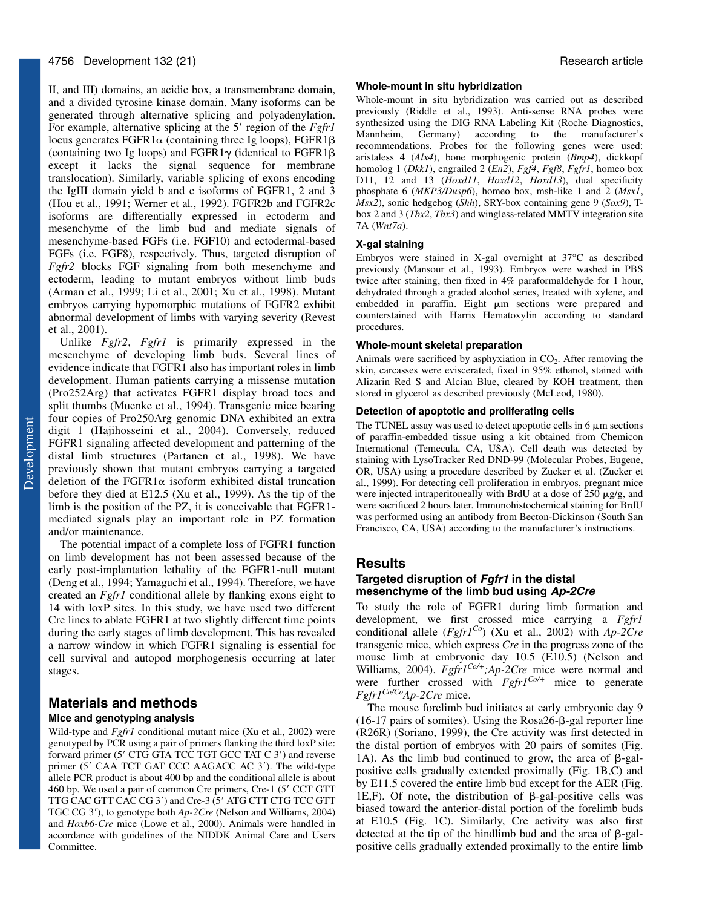II, and III) domains, an acidic box, a transmembrane domain, and a divided tyrosine kinase domain. Many isoforms can be generated through alternative splicing and polyadenylation. For example, alternative splicing at the 5′ region of the *Fgfr1* locus generates FGFR1α (containing three Ig loops), FGFR1β (containing two Ig loops) and FGFR1γ (identical to FGFR1β except it lacks the signal sequence for membrane translocation). Similarly, variable splicing of exons encoding the IgIII domain yield b and c isoforms of FGFR1, 2 and 3 (Hou et al., 1991; Werner et al., 1992). FGFR2b and FGFR2c isoforms are differentially expressed in ectoderm and mesenchyme of the limb bud and mediate signals of mesenchyme-based FGFs (i.e. FGF10) and ectodermal-based FGFs (i.e. FGF8), respectively. Thus, targeted disruption of *Fgfr2* blocks FGF signaling from both mesenchyme and ectoderm, leading to mutant embryos without limb buds (Arman et al., 1999; Li et al., 2001; Xu et al., 1998). Mutant embryos carrying hypomorphic mutations of FGFR2 exhibit abnormal development of limbs with varying severity (Revest et al., 2001).

Unlike *Fgfr2*, *Fgfr1* is primarily expressed in the mesenchyme of developing limb buds. Several lines of evidence indicate that FGFR1 also has important roles in limb development. Human patients carrying a missense mutation (Pro252Arg) that activates FGFR1 display broad toes and split thumbs (Muenke et al., 1994). Transgenic mice bearing four copies of Pro250Arg genomic DNA exhibited an extra digit 1 (Hajihosseini et al., 2004). Conversely, reduced FGFR1 signaling affected development and patterning of the distal limb structures (Partanen et al., 1998). We have previously shown that mutant embryos carrying a targeted deletion of the FGFR1α isoform exhibited distal truncation before they died at E12.5 (Xu et al., 1999). As the tip of the limb is the position of the PZ, it is conceivable that FGFR1-mediated signals play an important role in PZ formation and/or maintenance.

The potential impact of a complete loss of FGFR1 function on limb development has not been assessed because of the early post-implantation lethality of the FGFR1-null mutant (Deng et al., 1994; Yamaguchi et al., 1994). Therefore, we have created an *Fgfr1* conditional allele by flanking exons eight to 14 with loxP sites. In this study, we have used two different Cre lines to ablate FGFR1 at two slightly different time points during the early stages of limb development. This has revealed a narrow window in which FGFR1 signaling is essential for cell survival and autopod morphogenesis occurring at later stages.

## Materials and methods

### Mice and genotyping analysis

Wild-type and *Fgfr1* conditional mutant mice (Xu et al., 2002) were genotyped by PCR using a pair of primers flanking the third loxP site: forward primer (5′ CTG GTA TCC TGT GCC TAT C 3′) and reverse primer (5′ CAA TCT GAT CCC AAGACC AC 3′). The wild-type allele PCR product is about 400 bp and the conditional allele is about 460 bp. We used a pair of common Cre primers, Cre-1 (5′ CCT GTT TTG CAC GTT CAC CG 3′) and Cre-3 (5′ ATG CTT CTG TCC GTT TGC CG 3′), to genotype both *Ap-2Cre* (Nelson and Williams, 2004) and *Hoxb6-Cre* mice (Lowe et al., 2000). Animals were handled in accordance with guidelines of the NIDDK Animal Care and Users Committee.

### Whole-mount in situ hybridization

Whole-mount in situ hybridization was carried out as described previously (Riddle et al., 1993). Anti-sense RNA probes were synthesized using the DIG RNA Labeling Kit (Roche Diagnostics, Mannheim, Germany) according to the manufacturer's recommendations. Probes for the following genes were used: aristaless 4 (*Alx4*), bone morphogenic protein (*Bmp4*), dickkopf homolog 1 (*Dkk1*), engrailed 2 (*En2*), *Fgf4*, *Fgf8*, *Fgfr1*, homeo box D11, 12 and 13 (*Hoxd11*, *Hoxd12*, *Hoxd13*), dual specificity phosphate 6 (*MKP3/Dusp6*), homeo box, msh-like 1 and 2 (*Msx1*, *Msx2*), sonic hedgehog (*Shh*), SRY-box containing gene 9 (*Sox9*), T-box 2 and 3 (*Tbx2*, *Tbx3*) and wingless-related MMTV integration site 7A (*Wnt7a*).

### X-gal staining

Embryos were stained in X-gal overnight at 37°C as described previously (Mansour et al., 1993). Embryos were washed in PBS twice after staining, then fixed in 4% paraformaldehyde for 1 hour, dehydrated through a graded alcohol series, treated with xylene, and embedded in paraffin. Eight μm sections were prepared and counterstained with Harris Hematoxylin according to standard procedures.

### Whole-mount skeletal preparation

Animals were sacrificed by asphyxiation in $CO_2$. After removing the skin, carcasses were eviscerated, fixed in 95% ethanol, stained with Alizarin Red S and Alcian Blue, cleared by KOH treatment, then stored in glycerol as described previously (McLeod, 1980).

### Detection of apoptotic and proliferating cells

The TUNEL assay was used to detect apoptotic cells in 6 μm sections of paraffin-embedded tissue using a kit obtained from Chemicon International (Temecula, CA, USA). Cell death was detected by staining with LysoTracker Red DND-99 (Molecular Probes, Eugene, OR, USA) using a procedure described by Zucker et al. (Zucker et al., 1999). For detecting cell proliferation in embryos, pregnant mice were injected intraperitoneally with BrdU at a dose of 250 μg/g, and were sacrificed 2 hours later. Immunohistochemical staining for BrdU was performed using an antibody from Becton-Dickinson (South San Francisco, CA, USA) according to the manufacturer's instructions.

## Results

### Targeted disruption of *Fgfr1* in the distal mesenchyme of the limb bud using *Ap-2Cre*

To study the role of FGFR1 during limb formation and development, we first crossed mice carrying a *Fgfr1* conditional allele (*Fgfr1*$^{Co}$) (Xu et al., 2002) with *Ap-2Cre* transgenic mice, which express *Cre* in the progress zone of the mouse limb at embryonic day 10.5 (E10.5) (Nelson and Williams, 2004). *Fgfr1*$^{Co/+}$*;Ap-2Cre* mice were normal and were further crossed with *Fgfr1*$^{Co/+}$ mice to generate *Fgfr1*$^{Co/Co}$*Ap-2Cre* mice.

The mouse forelimb bud initiates at early embryonic day 9 (16-17 pairs of somites). Using the Rosa26-β-gal reporter line (R26R) (Soriano, 1999), the Cre activity was first detected in the distal portion of embryos with 20 pairs of somites (Fig. 1A). As the limb bud continued to grow, the area of β-gal-positive cells gradually extended proximally (Fig. 1B,C) and by E11.5 covered the entire limb bud except for the AER (Fig. 1E,F). Of note, the distribution of β-gal-positive cells was biased toward the anterior-distal portion of the forelimb buds at E10.5 (Fig. 1C). Similarly, Cre activity was also first detected at the tip of the hindlimb bud and the area of β-gal-positive cells gradually extended proximally to the entire limb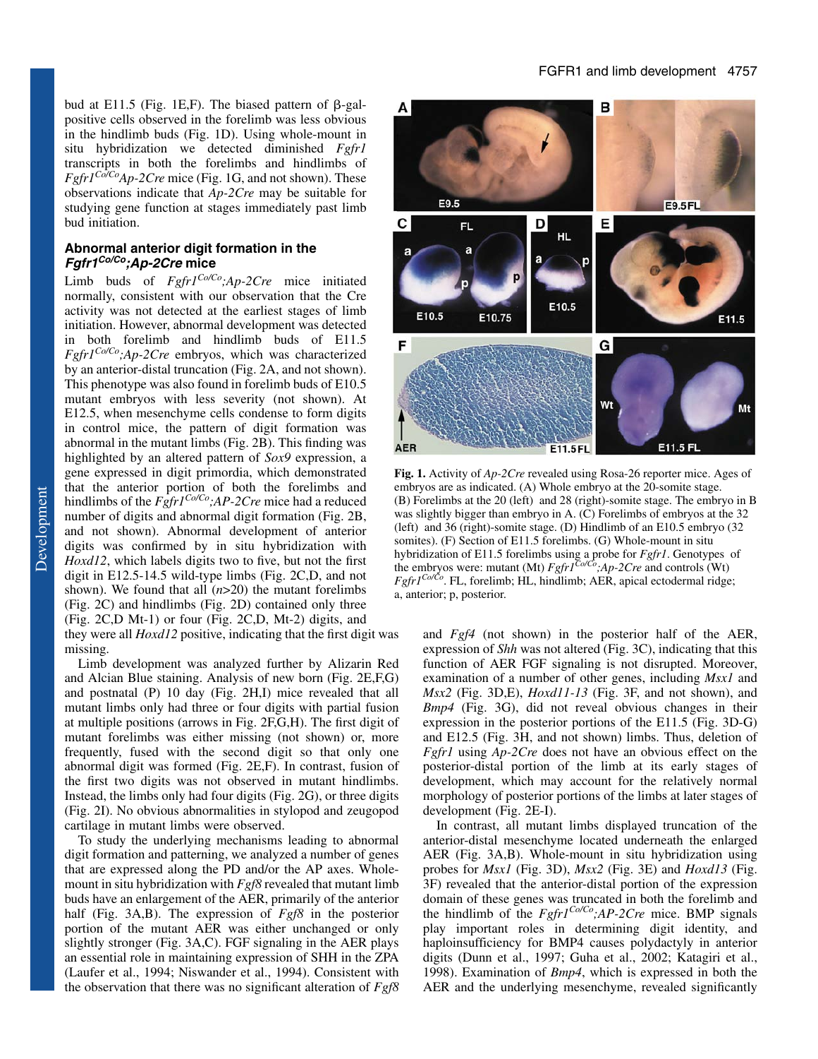bud at E11.5 (Fig. 1E,F). The biased pattern of β-gal-positive cells observed in the forelimb was less obvious in the hindlimb buds (Fig. 1D). Using whole-mount in situ hybridization we detected diminished *Fgfr1* transcripts in both the forelimbs and hindlimbs of *Fgfr1*$^{Co/Co}$*Ap-2Cre* mice (Fig. 1G, and not shown). These observations indicate that *Ap-2Cre* may be suitable for studying gene function at stages immediately past limb bud initiation.

### Abnormal anterior digit formation in the *Fgfr1*$^{Co/Co}$*;Ap-2Cre* mice

Limb buds of *Fgfr1*$^{Co/Co}$*;Ap-2Cre* mice initiated normally, consistent with our observation that the Cre activity was not detected at the earliest stages of limb initiation. However, abnormal development was detected in both forelimb and hindlimb buds of E11.5 *Fgfr1*$^{Co/Co}$*;Ap-2Cre* embryos, which was characterized by an anterior-distal truncation (Fig. 2A, and not shown). This phenotype was also found in forelimb buds of E10.5 mutant embryos with less severity (not shown). At E12.5, when mesenchyme cells condense to form digits in control mice, the pattern of digit formation was abnormal in the mutant limbs (Fig. 2B). This finding was highlighted by an altered pattern of *Sox9* expression, a gene expressed in digit primordia, which demonstrated that the anterior portion of both the forelimbs and hindlimbs of the *Fgfr1*$^{Co/Co}$*;AP-2Cre* mice had a reduced number of digits and abnormal digit formation (Fig. 2B, and not shown). Abnormal development of anterior digits was confirmed by in situ hybridization with *Hoxd12*, which labels digits two to five, but not the first digit in E12.5-14.5 wild-type limbs (Fig. 2C,D, and not shown). We found that all (*n*>20) the mutant forelimbs (Fig. 2C) and hindlimbs (Fig. 2D) contained only three (Fig. 2C,D Mt-1) or four (Fig. 2C,D, Mt-2) digits, and they were all *Hoxd12* positive, indicating that the first digit was missing.

Limb development was analyzed further by Alizarin Red and Alcian Blue staining. Analysis of new born (Fig. 2E,F,G) and postnatal (P) 10 day (Fig. 2H,I) mice revealed that all mutant limbs only had three or four digits with partial fusion at multiple positions (arrows in Fig. 2F,G,H). The first digit of mutant forelimbs was either missing (not shown) or, more frequently, fused with the second digit so that only one abnormal digit was formed (Fig. 2E,F). In contrast, fusion of the first two digits was not observed in mutant hindlimbs. Instead, the limbs only had four digits (Fig. 2G), or three digits (Fig. 2I). No obvious abnormalities in stylopod and zeugopod cartilage in mutant limbs were observed.

To study the underlying mechanisms leading to abnormal digit formation and patterning, we analyzed a number of genes that are expressed along the PD and/or the AP axes. Whole-mount in situ hybridization with *Fgf8* revealed that mutant limb buds have an enlargement of the AER, primarily of the anterior half (Fig. 3A,B). The expression of *Fgf8* in the posterior portion of the mutant AER was either unchanged or only slightly stronger (Fig. 3A,C). FGF signaling in the AER plays an essential role in maintaining expression of SHH in the ZPA (Laufer et al., 1994; Niswander et al., 1994). Consistent with the observation that there was no significant alteration of *Fgf8* and *Fgf4* (not shown) in the posterior half of the AER, expression of *Shh* was not altered (Fig. 3C), indicating that this function of AER FGF signaling is not disrupted. Moreover, examination of a number of other genes, including *Msx1* and *Msx2* (Fig. 3D,E), *Hoxd11-13* (Fig. 3F, and not shown), and *Bmp4* (Fig. 3G), did not reveal obvious changes in their expression in the posterior portions of the E11.5 (Fig. 3D-G) and E12.5 (Fig. 3H, and not shown) limbs. Thus, deletion of *Fgfr1* using *Ap-2Cre* does not have an obvious effect on the posterior-distal portion of the limb at its early stages of development, which may account for the relatively normal morphology of posterior portions of the limbs at later stages of development (Fig. 2E-I).

In contrast, all mutant limbs displayed truncation of the anterior-distal mesenchyme located underneath the enlarged AER (Fig. 3A,B). Whole-mount in situ hybridization using probes for *Msx1* (Fig. 3D), *Msx2* (Fig. 3E) and *Hoxd13* (Fig. 3F) revealed that the anterior-distal portion of the expression domain of these genes was truncated in both the forelimb and the hindlimb of the *Fgfr1*$^{Co/Co}$*;AP-2Cre* mice. BMP signals play important roles in determining digit identity, and haploinsufficiency for BMP4 causes polydactyly in anterior digits (Dunn et al., 1997; Guha et al., 2002; Katagiri et al., 1998). Examination of *Bmp4*, which is expressed in both the AER and the underlying mesenchyme, revealed significantly

**Fig. 1.** Activity of *Ap-2Cre* revealed using Rosa-26 reporter mice. Ages of embryos are as indicated. (A) Whole embryo at the 20-somite stage. (B) Forelimbs at the 20 (left) and 28 (right)-somite stage. The embryo in B was slightly bigger than embryo in A. (C) Forelimbs of embryos at the 32 (left) and 36 (right)-somite stage. (D) Hindlimb of an E10.5 embryo (32 somites). (F) Section of E11.5 forelimbs. (G) Whole-mount in situ hybridization of E11.5 forelimbs using a probe for *Fgfr1*. Genotypes of the embryos were: mutant (Mt) *Fgfr1*$^{Co/Co}$*;Ap-2Cre* and controls (Wt) *Fgfr1*$^{Co/Co}$. FL, forelimb; HL, hindlimb; AER, apical ectodermal ridge; a, anterior; p, posterior.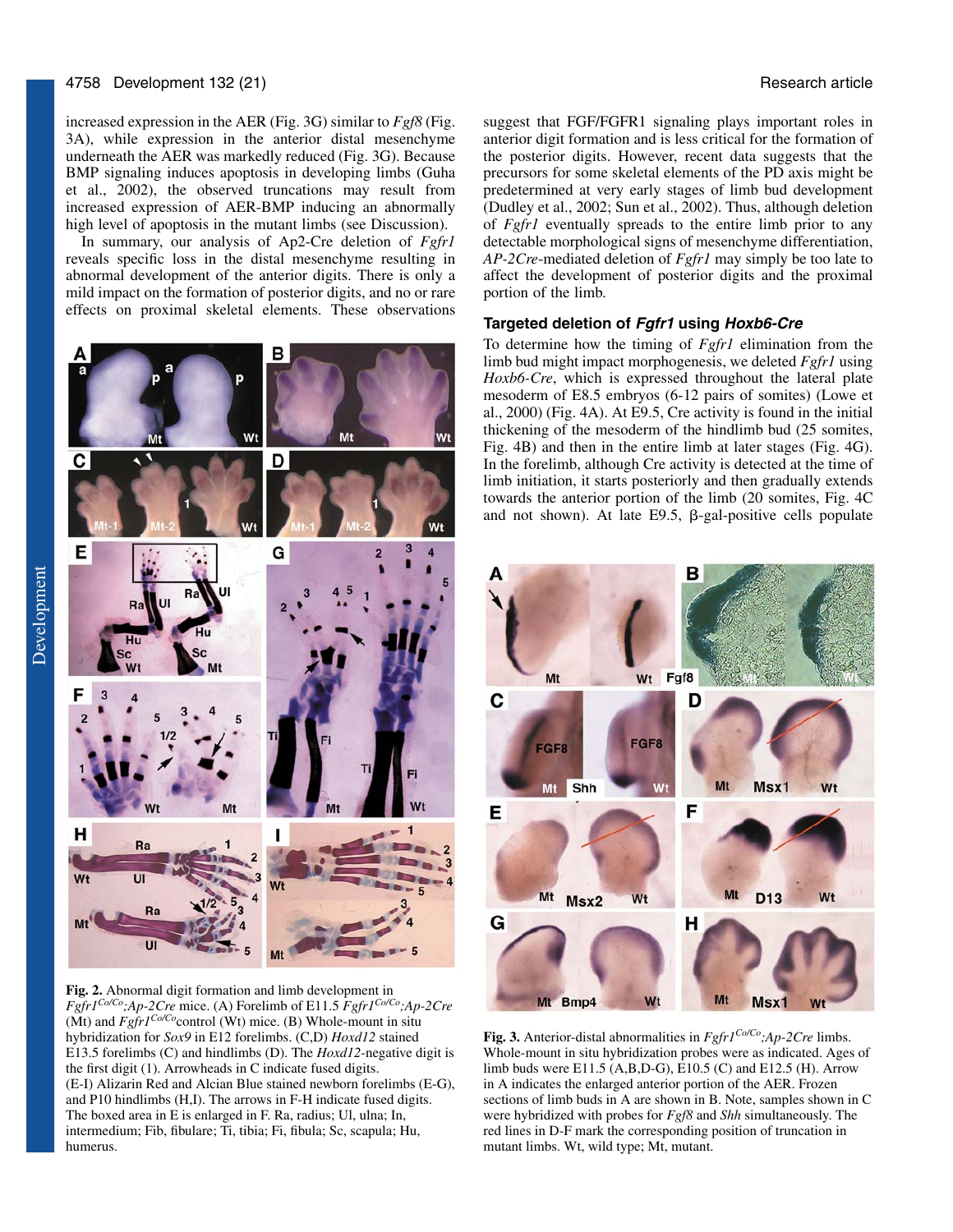increased expression in the AER (Fig. 3G) similar to *Fgf8* (Fig. 3A), while expression in the anterior distal mesenchyme underneath the AER was markedly reduced (Fig. 3G). Because BMP signaling induces apoptosis in developing limbs (Guha et al., 2002), the observed truncations may result from increased expression of AER-BMP inducing an abnormally high level of apoptosis in the mutant limbs (see Discussion).

In summary, our analysis of Ap2-Cre deletion of *Fgfr1* reveals specific loss in the distal mesenchyme resulting in abnormal development of the anterior digits. There is only a mild impact on the formation of posterior digits, and no or rare effects on proximal skeletal elements. These observations suggest that FGF/FGFR1 signaling plays important roles in anterior digit formation and is less critical for the formation of the posterior digits. However, recent data suggests that the precursors for some skeletal elements of the PD axis might be predetermined at very early stages of limb bud development (Dudley et al., 2002; Sun et al., 2002). Thus, although deletion of *Fgfr1* eventually spreads to the entire limb prior to any detectable morphological signs of mesenchyme differentiation, *AP-2Cre*-mediated deletion of *Fgfr1* may simply be too late to affect the development of posterior digits and the proximal portion of the limb.

**Fig. 2.** Abnormal digit formation and limb development in $Fgfr1^{Co/Co}$*;Ap-2Cre* mice. (A) Forelimb of E11.5 $Fgfr1^{Co/Co}$*;Ap-2Cre* (Mt) and $Fgfr1^{Co/Co}$control (Wt) mice. (B) Whole-mount in situ hybridization for *Sox9* in E12 forelimbs. (C,D) *Hoxd12* stained E13.5 forelimbs (C) and hindlimbs (D). The *Hoxd12*-negative digit is the first digit (1). Arrowheads in C indicate fused digits. (E-I) Alizarin Red and Alcian Blue stained newborn forelimbs (E-G), and P10 hindlimbs (H,I). The arrows in F-H indicate fused digits. The boxed area in E is enlarged in F. Ra, radius; Ul, ulna; In, intermedium; Fib, fibulare; Ti, tibia; Fi, fibula; Sc, scapula; Hu, humerus.

### Targeted deletion of *Fgfr1* using *Hoxb6-Cre*

To determine how the timing of *Fgfr1* elimination from the limb bud might impact morphogenesis, we deleted *Fgfr1* using *Hoxb6-Cre*, which is expressed throughout the lateral plate mesoderm of E8.5 embryos (6-12 pairs of somites) (Lowe et al., 2000) (Fig. 4A). At E9.5, Cre activity is found in the initial thickening of the mesoderm of the hindlimb bud (25 somites, Fig. 4B) and then in the entire limb at later stages (Fig. 4G). In the forelimb, although Cre activity is detected at the time of limb initiation, it starts posteriorly and then gradually extends towards the anterior portion of the limb (20 somites, Fig. 4C and not shown). At late E9.5, β-gal-positive cells populate

**Fig. 3.** Anterior-distal abnormalities in $Fgfr1^{Co/Co}$*;Ap-2Cre* limbs. Whole-mount in situ hybridization probes were as indicated. Ages of limb buds were E11.5 (A,B,D-G), E10.5 (C) and E12.5 (H). Arrow in A indicates the enlarged anterior portion of the AER. Frozen sections of limb buds in A are shown in B. Note, samples shown in C were hybridized with probes for *Fgf8* and *Shh* simultaneously. The red lines in D-F mark the corresponding position of truncation in mutant limbs. Wt, wild type; Mt, mutant.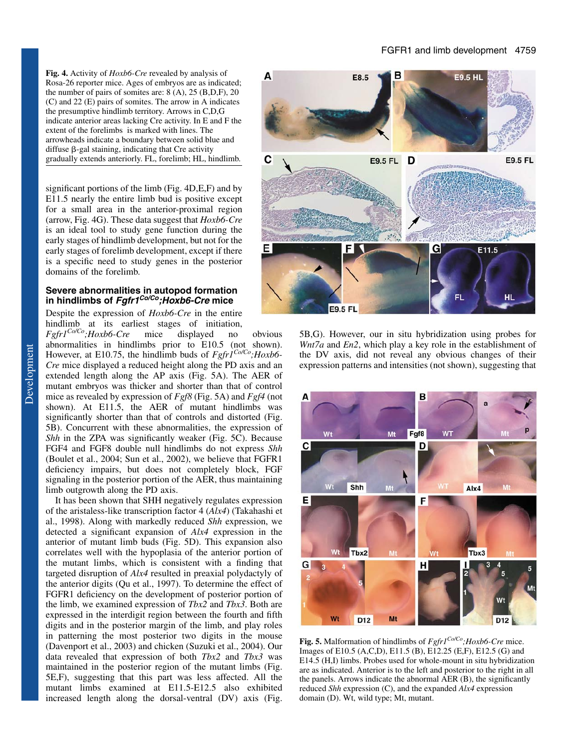**Fig. 4.** Activity of *Hoxb6-Cre* revealed by analysis of Rosa-26 reporter mice. Ages of embryos are as indicated; the number of pairs of somites are: 8 (A), 25 (B,D,F), 20 (C) and 22 (E) pairs of somites. The arrow in A indicates the presumptive hindlimb territory. Arrows in C,D,G indicate anterior areas lacking Cre activity. In E and F the extent of the forelimbs is marked with lines. The arrowheads indicate a boundary between solid blue and diffuse β-gal staining, indicating that Cre activity gradually extends anteriorly. FL, forelimb; HL, hindlimb.

significant portions of the limb (Fig. 4D,E,F) and by E11.5 nearly the entire limb bud is positive except for a small area in the anterior-proximal region (arrow, Fig. 4G). These data suggest that *Hoxb6-Cre* is an ideal tool to study gene function during the early stages of hindlimb development, but not for the early stages of forelimb development, except if there is a specific need to study genes in the posterior domains of the forelimb.

## Severe abnormalities in autopod formation in hindlimbs of *Fgfr1$^{Co/Co}$;Hoxb6-Cre* mice

Despite the expression of *Hoxb6-Cre* in the entire hindlimb at its earliest stages of initiation, *Fgfr1$^{Co/Co}$;Hoxb6-Cre* mice displayed no obvious abnormalities in hindlimbs prior to E10.5 (not shown). However, at E10.75, the hindlimb buds of *Fgfr1$^{Co/Co}$;Hoxb6-Cre* mice displayed a reduced height along the PD axis and an extended length along the AP axis (Fig. 5A). The AER of mutant embryos was thicker and shorter than that of control mice as revealed by expression of *Fgf8* (Fig. 5A) and *Fgf4* (not shown). At E11.5, the AER of mutant hindlimbs was significantly shorter than that of controls and distorted (Fig. 5B). Concurrent with these abnormalities, the expression of *Shh* in the ZPA was significantly weaker (Fig. 5C). Because FGF4 and FGF8 double null hindlimbs do not express *Shh* (Boulet et al., 2004; Sun et al., 2002), we believe that FGFR1 deficiency impairs, but does not completely block, FGF signaling in the posterior portion of the AER, thus maintaining limb outgrowth along the PD axis.

It has been shown that SHH negatively regulates expression of the aristaless-like transcription factor 4 (*Alx4*) (Takahashi et al., 1998). Along with markedly reduced *Shh* expression, we detected a significant expansion of *Alx4* expression in the anterior of mutant limb buds (Fig. 5D). This expansion also correlates well with the hypoplasia of the anterior portion of the mutant limbs, which is consistent with a finding that targeted disruption of *Alx4* resulted in preaxial polydactyly of the anterior digits (Qu et al., 1997). To determine the effect of FGFR1 deficiency on the development of posterior portion of the limb, we examined expression of *Tbx2* and *Tbx3*. Both are expressed in the interdigit region between the fourth and fifth digits and in the posterior margin of the limb, and play roles in patterning the most posterior two digits in the mouse (Davenport et al., 2003) and chicken (Suzuki et al., 2004). Our data revealed that expression of both *Tbx2* and *Tbx3* was maintained in the posterior region of the mutant limbs (Fig. 5E,F), suggesting that this part was less affected. All the mutant limbs examined at E11.5-E12.5 also exhibited increased length along the dorsal-ventral (DV) axis (Fig. 5B,G). However, our in situ hybridization using probes for *Wnt7a* and *En2*, which play a key role in the establishment of the DV axis, did not reveal any obvious changes of their expression patterns and intensities (not shown), suggesting that

**Fig. 5.** Malformation of hindlimbs of *Fgfr1$^{Co/Co}$;Hoxb6-Cre* mice. Images of E10.5 (A,C,D), E11.5 (B), E12.25 (E,F), E12.5 (G) and E14.5 (H,I) limbs. Probes used for whole-mount in situ hybridization are as indicated. Anterior is to the left and posterior to the right in all the panels. Arrows indicate the abnormal AER (B), the significantly reduced *Shh* expression (C), and the expanded *Alx4* expression domain (D). Wt, wild type; Mt, mutant.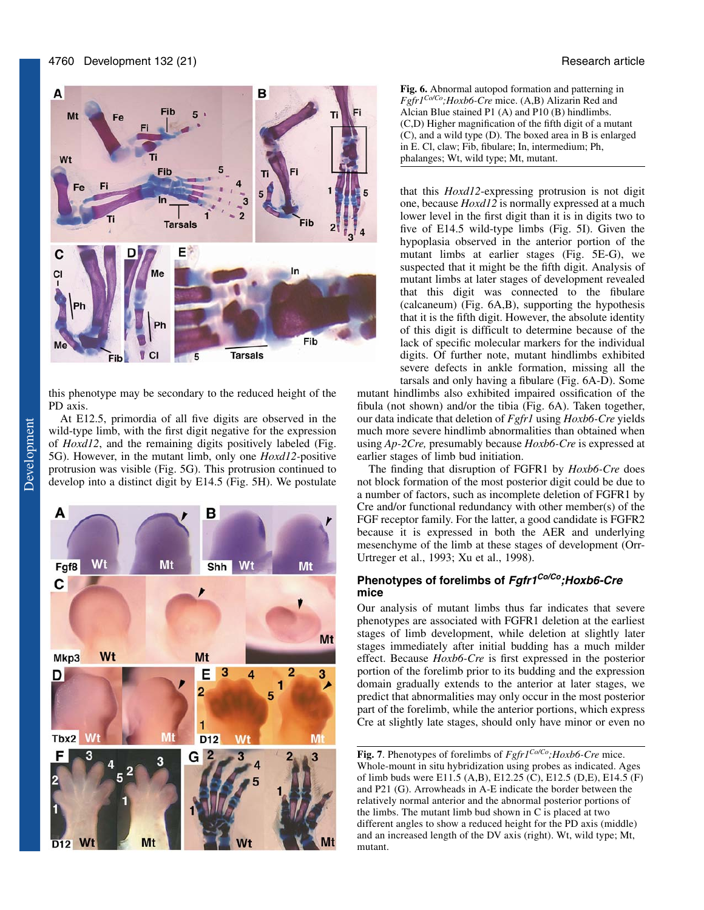**Fig. 6.** Abnormal autopod formation and patterning in *Fgfr1*$^{Co/Co}$*;Hoxb6-Cre* mice. (A,B) Alizarin Red and Alcian Blue stained P1 (A) and P10 (B) hindlimbs. (C,D) Higher magnification of the fifth digit of a mutant (C), and a wild type (D). The boxed area in B is enlarged in E. Cl, claw; Fib, fibulare; In, intermedium; Ph, phalanges; Wt, wild type; Mt, mutant.

this phenotype may be secondary to the reduced height of the PD axis.

At E12.5, primordia of all five digits are observed in the wild-type limb, with the first digit negative for the expression of *Hoxd12*, and the remaining digits positively labeled (Fig. 5G). However, in the mutant limb, only one *Hoxd12*-positive protrusion was visible (Fig. 5G). This protrusion continued to develop into a distinct digit by E14.5 (Fig. 5H). We postulate that this *Hoxd12*-expressing protrusion is not digit one, because *Hoxd12* is normally expressed at a much lower level in the first digit than it is in digits two to five of E14.5 wild-type limbs (Fig. 5I). Given the hypoplasia observed in the anterior portion of the mutant limbs at earlier stages (Fig. 5E-G), we suspected that it might be the fifth digit. Analysis of mutant limbs at later stages of development revealed that this digit was connected to the fibulare (calcaneum) (Fig. 6A,B), supporting the hypothesis that it is the fifth digit. However, the absolute identity of this digit is difficult to determine because of the lack of specific molecular markers for the individual digits. Of further note, mutant hindlimbs exhibited severe defects in ankle formation, missing all the tarsals and only having a fibulare (Fig. 6A-D). Some mutant hindlimbs also exhibited impaired ossification of the fibula (not shown) and/or the tibia (Fig. 6A). Taken together, our data indicate that deletion of *Fgfr1* using *Hoxb6-Cre* yields much more severe hindlimb abnormalities than obtained when using *Ap-2Cre,* presumably because *Hoxb6-Cre* is expressed at earlier stages of limb bud initiation.

The finding that disruption of FGFR1 by *Hoxb6-Cre* does not block formation of the most posterior digit could be due to a number of factors, such as incomplete deletion of FGFR1 by Cre and/or functional redundancy with other member(s) of the FGF receptor family. For the latter, a good candidate is FGFR2 because it is expressed in both the AER and underlying mesenchyme of the limb at these stages of development (Orr-Urtreger et al., 1993; Xu et al., 1998).

### Phenotypes of forelimbs of *Fgfr1*$^{Co/Co}$*;Hoxb6-Cre* mice

Our analysis of mutant limbs thus far indicates that severe phenotypes are associated with FGFR1 deletion at the earliest stages of limb development, while deletion at slightly later stages immediately after initial budding has a much milder effect. Because *Hoxb6-Cre* is first expressed in the posterior portion of the forelimb prior to its budding and the expression domain gradually extends to the anterior at later stages, we predict that abnormalities may only occur in the most posterior part of the forelimb, while the anterior portions, which express Cre at slightly late stages, should only have minor or even no

**Fig. 7**. Phenotypes of forelimbs of *Fgfr1*$^{Co/Co}$*;Hoxb6-Cre* mice. Whole-mount in situ hybridization using probes as indicated. Ages of limb buds were E11.5 (A,B), E12.25 (C), E12.5 (D,E), E14.5 (F) and P21 (G). Arrowheads in A-E indicate the border between the relatively normal anterior and the abnormal posterior portions of the limbs. The mutant limb bud shown in C is placed at two different angles to show a reduced height for the PD axis (middle) and an increased length of the DV axis (right). Wt, wild type; Mt, mutant.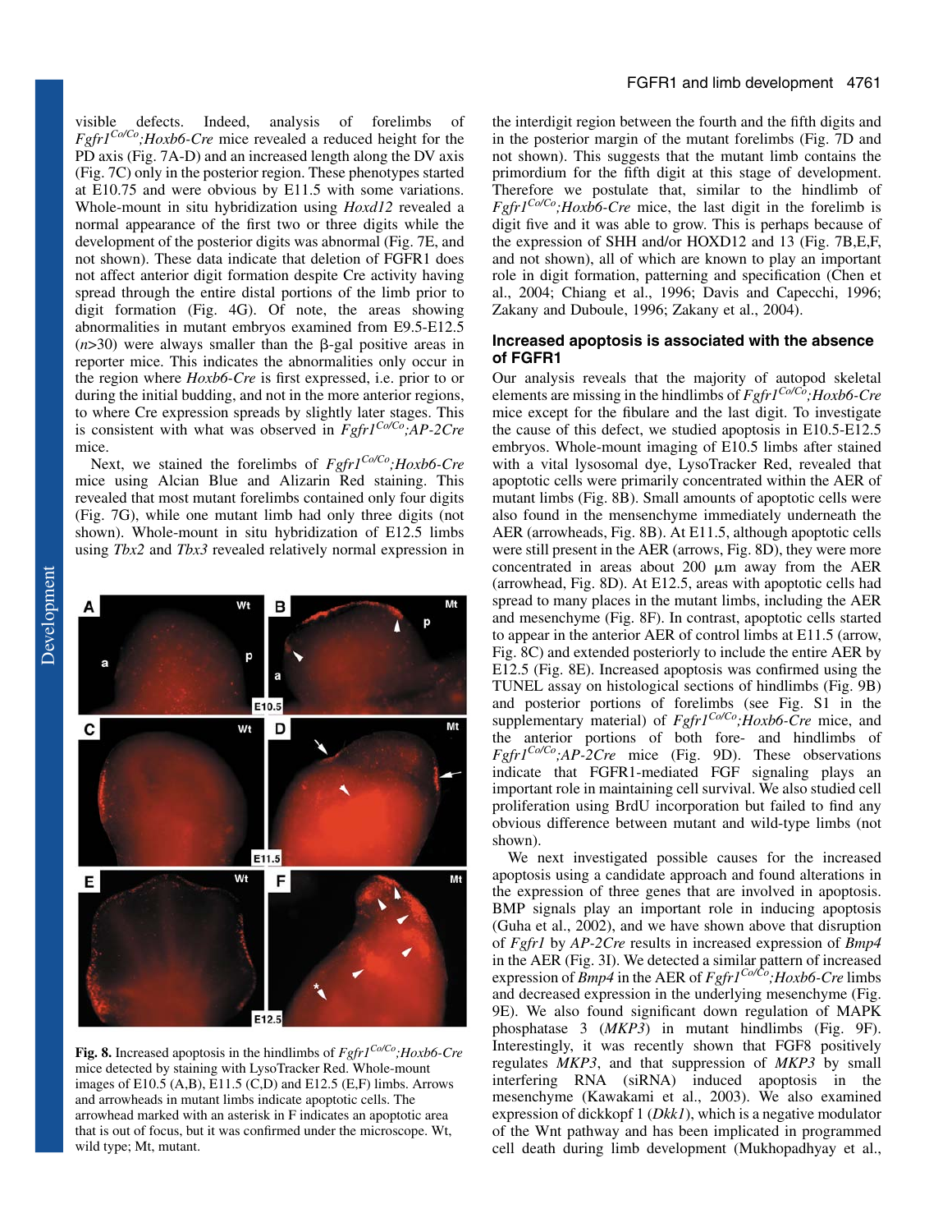visible defects. Indeed, analysis of forelimbs of *Fgfr1$^{Co/Co}$;Hoxb6-Cre* mice revealed a reduced height for the PD axis (Fig. 7A-D) and an increased length along the DV axis (Fig. 7C) only in the posterior region. These phenotypes started at E10.75 and were obvious by E11.5 with some variations. Whole-mount in situ hybridization using *Hoxd12* revealed a normal appearance of the first two or three digits while the development of the posterior digits was abnormal (Fig. 7E, and not shown). These data indicate that deletion of FGFR1 does not affect anterior digit formation despite Cre activity having spread through the entire distal portions of the limb prior to digit formation (Fig. 4G). Of note, the areas showing abnormalities in mutant embryos examined from E9.5-E12.5 ($n$>30) were always smaller than the β-gal positive areas in reporter mice. This indicates the abnormalities only occur in the region where *Hoxb6-Cre* is first expressed, i.e. prior to or during the initial budding, and not in the more anterior regions, to where Cre expression spreads by slightly later stages. This is consistent with what was observed in *Fgfr1$^{Co/Co}$;AP-2Cre* mice.

Next, we stained the forelimbs of *Fgfr1$^{Co/Co}$;Hoxb6-Cre* mice using Alcian Blue and Alizarin Red staining. This revealed that most mutant forelimbs contained only four digits (Fig. 7G), while one mutant limb had only three digits (not shown). Whole-mount in situ hybridization of E12.5 limbs using *Tbx2* and *Tbx3* revealed relatively normal expression in the interdigit region between the fourth and the fifth digits and in the posterior margin of the mutant forelimbs (Fig. 7D and not shown). This suggests that the mutant limb contains the primordium for the fifth digit at this stage of development. Therefore we postulate that, similar to the hindlimb of *Fgfr1$^{Co/Co}$;Hoxb6-Cre* mice, the last digit in the forelimb is digit five and it was able to grow. This is perhaps because of the expression of SHH and/or HOXD12 and 13 (Fig. 7B,E,F, and not shown), all of which are known to play an important role in digit formation, patterning and specification (Chen et al., 2004; Chiang et al., 1996; Davis and Capecchi, 1996; Zakany and Duboule, 1996; Zakany et al., 2004).

**Fig. 8.** Increased apoptosis in the hindlimbs of *Fgfr1$^{Co/Co}$;Hoxb6-Cre* mice detected by staining with LysoTracker Red. Whole-mount images of E10.5 (A,B), E11.5 (C,D) and E12.5 (E,F) limbs. Arrows and arrowheads in mutant limbs indicate apoptotic cells. The arrowhead marked with an asterisk in F indicates an apoptotic area that is out of focus, but it was confirmed under the microscope. Wt, wild type; Mt, mutant.

## Increased apoptosis is associated with the absence of FGFR1

Our analysis reveals that the majority of autopod skeletal elements are missing in the hindlimbs of *Fgfr1$^{Co/Co}$;Hoxb6-Cre* mice except for the fibulare and the last digit. To investigate the cause of this defect, we studied apoptosis in E10.5-E12.5 embryos. Whole-mount imaging of E10.5 limbs after stained with a vital lysosomal dye, LysoTracker Red, revealed that apoptotic cells were primarily concentrated within the AER of mutant limbs (Fig. 8B). Small amounts of apoptotic cells were also found in the mensenchyme immediately underneath the AER (arrowheads, Fig. 8B). At E11.5, although apoptotic cells were still present in the AER (arrows, Fig. 8D), they were more concentrated in areas about 200 μm away from the AER (arrowhead, Fig. 8D). At E12.5, areas with apoptotic cells had spread to many places in the mutant limbs, including the AER and mesenchyme (Fig. 8F). In contrast, apoptotic cells started to appear in the anterior AER of control limbs at E11.5 (arrow, Fig. 8C) and extended posteriorly to include the entire AER by E12.5 (Fig. 8E). Increased apoptosis was confirmed using the TUNEL assay on histological sections of hindlimbs (Fig. 9B) and posterior portions of forelimbs (see Fig. S1 in the supplementary material) of *Fgfr1$^{Co/Co}$;Hoxb6-Cre* mice, and the anterior portions of both fore- and hindlimbs of *Fgfr1$^{Co/Co}$;AP-2Cre* mice (Fig. 9D). These observations indicate that FGFR1-mediated FGF signaling plays an important role in maintaining cell survival. We also studied cell proliferation using BrdU incorporation but failed to find any obvious difference between mutant and wild-type limbs (not shown).

We next investigated possible causes for the increased apoptosis using a candidate approach and found alterations in the expression of three genes that are involved in apoptosis. BMP signals play an important role in inducing apoptosis (Guha et al., 2002), and we have shown above that disruption of *Fgfr1* by *AP-2Cre* results in increased expression of *Bmp4* in the AER (Fig. 3I). We detected a similar pattern of increased expression of *Bmp4* in the AER of *Fgfr1$^{Co/Co}$;Hoxb6-Cre* limbs and decreased expression in the underlying mesenchyme (Fig. 9E). We also found significant down regulation of MAPK phosphatase 3 (*MKP3*) in mutant hindlimbs (Fig. 9F). Interestingly, it was recently shown that FGF8 positively regulates *MKP3*, and that suppression of *MKP3* by small interfering RNA (siRNA) induced apoptosis in the mesenchyme (Kawakami et al., 2003). We also examined expression of dickkopf 1 (*Dkk1*), which is a negative modulator of the Wnt pathway and has been implicated in programmed cell death during limb development (Mukhopadhyay et al.,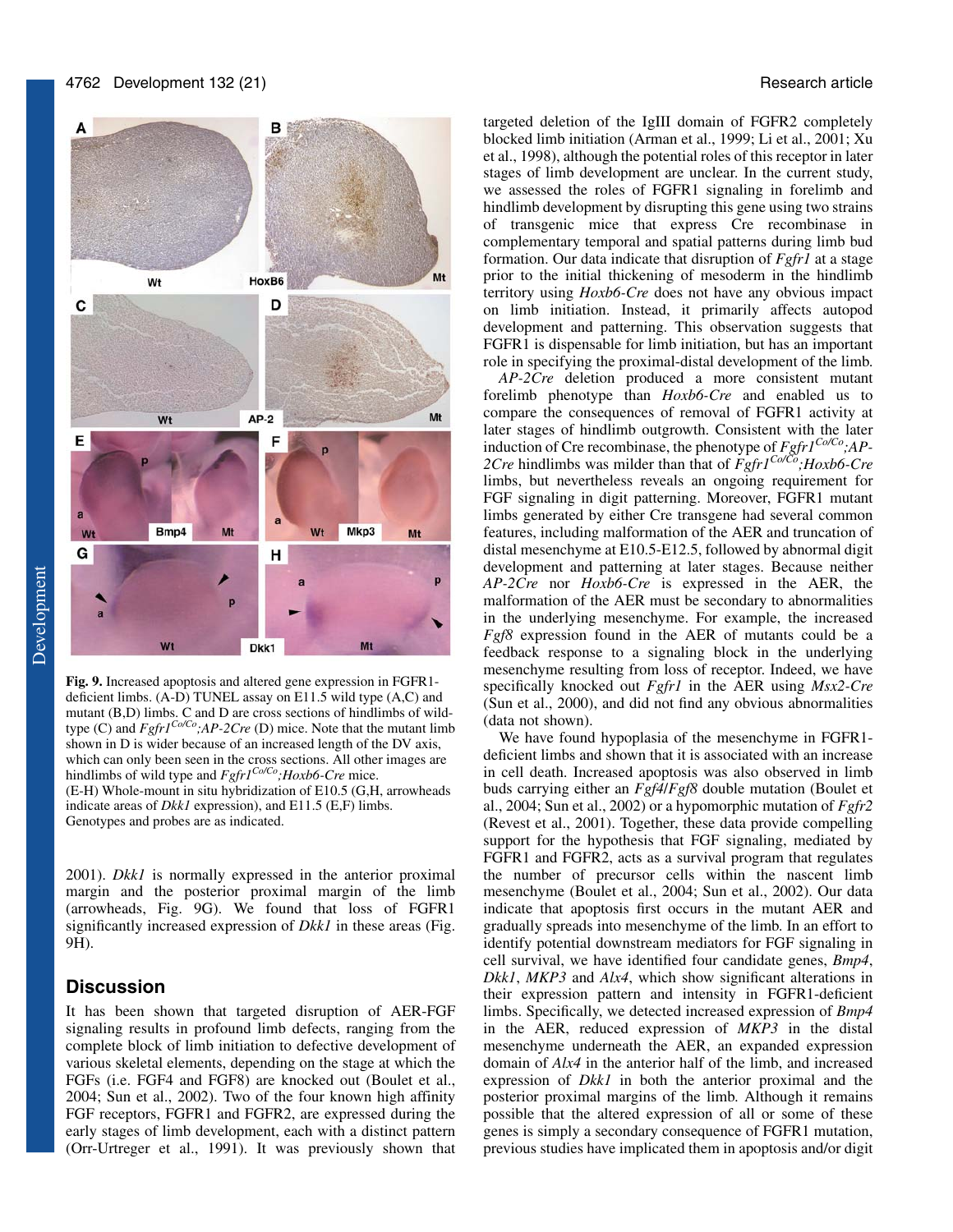**Fig. 9.** Increased apoptosis and altered gene expression in FGFR1-deficient limbs. (A-D) TUNEL assay on E11.5 wild type (A,C) and mutant (B,D) limbs. C and D are cross sections of hindlimbs of wild-type (C) and $Fgfr1^{Co/Co}$;*AP-2Cre* (D) mice. Note that the mutant limb shown in D is wider because of an increased length of the DV axis, which can only been seen in the cross sections. All other images are hindlimbs of wild type and $Fgfr1^{Co/Co}$;*Hoxb6-Cre* mice. (E-H) Whole-mount in situ hybridization of E10.5 (G,H, arrowheads indicate areas of *Dkk1* expression), and E11.5 (E,F) limbs. Genotypes and probes are as indicated.

2001). *Dkk1* is normally expressed in the anterior proximal margin and the posterior proximal margin of the limb (arrowheads, Fig. 9G). We found that loss of FGFR1 significantly increased expression of *Dkk1* in these areas (Fig. 9H).

## Discussion

It has been shown that targeted disruption of AER-FGF signaling results in profound limb defects, ranging from the complete block of limb initiation to defective development of various skeletal elements, depending on the stage at which the FGFs (i.e. FGF4 and FGF8) are knocked out (Boulet et al., 2004; Sun et al., 2002). Two of the four known high affinity FGF receptors, FGFR1 and FGFR2, are expressed during the early stages of limb development, each with a distinct pattern (Orr-Urtreger et al., 1991). It was previously shown that targeted deletion of the IgIII domain of FGFR2 completely blocked limb initiation (Arman et al., 1999; Li et al., 2001; Xu et al., 1998), although the potential roles of this receptor in later stages of limb development are unclear. In the current study, we assessed the roles of FGFR1 signaling in forelimb and hindlimb development by disrupting this gene using two strains of transgenic mice that express Cre recombinase in complementary temporal and spatial patterns during limb bud formation. Our data indicate that disruption of *Fgfr1* at a stage prior to the initial thickening of mesoderm in the hindlimb territory using *Hoxb6-Cre* does not have any obvious impact on limb initiation. Instead, it primarily affects autopod development and patterning. This observation suggests that FGFR1 is dispensable for limb initiation, but has an important role in specifying the proximal-distal development of the limb.

*AP-2Cre* deletion produced a more consistent mutant forelimb phenotype than *Hoxb6-Cre* and enabled us to compare the consequences of removal of FGFR1 activity at later stages of hindlimb outgrowth. Consistent with the later induction of Cre recombinase, the phenotype of $Fgfr1^{Co/Co}$;*AP-2Cre* hindlimbs was milder than that of $Fgfr1^{Co/Co}$;*Hoxb6-Cre* limbs, but nevertheless reveals an ongoing requirement for FGF signaling in digit patterning. Moreover, FGFR1 mutant limbs generated by either Cre transgene had several common features, including malformation of the AER and truncation of distal mesenchyme at E10.5-E12.5, followed by abnormal digit development and patterning at later stages. Because neither *AP-2Cre* nor *Hoxb6-Cre* is expressed in the AER, the malformation of the AER must be secondary to abnormalities in the underlying mesenchyme. For example, the increased *Fgf8* expression found in the AER of mutants could be a feedback response to a signaling block in the underlying mesenchyme resulting from loss of receptor. Indeed, we have specifically knocked out *Fgfr1* in the AER using *Msx2-Cre* (Sun et al., 2000), and did not find any obvious abnormalities (data not shown).

We have found hypoplasia of the mesenchyme in FGFR1-deficient limbs and shown that it is associated with an increase in cell death. Increased apoptosis was also observed in limb buds carrying either an *Fgf4*/*Fgf8* double mutation (Boulet et al., 2004; Sun et al., 2002) or a hypomorphic mutation of *Fgfr2* (Revest et al., 2001). Together, these data provide compelling support for the hypothesis that FGF signaling, mediated by FGFR1 and FGFR2, acts as a survival program that regulates the number of precursor cells within the nascent limb mesenchyme (Boulet et al., 2004; Sun et al., 2002). Our data indicate that apoptosis first occurs in the mutant AER and gradually spreads into mesenchyme of the limb. In an effort to identify potential downstream mediators for FGF signaling in cell survival, we have identified four candidate genes, *Bmp4*, *Dkk1*, *MKP3* and *Alx4*, which show significant alterations in their expression pattern and intensity in FGFR1-deficient limbs. Specifically, we detected increased expression of *Bmp4* in the AER, reduced expression of *MKP3* in the distal mesenchyme underneath the AER, an expanded expression domain of *Alx4* in the anterior half of the limb, and increased expression of *Dkk1* in both the anterior proximal and the posterior proximal margins of the limb. Although it remains possible that the altered expression of all or some of these genes is simply a secondary consequence of FGFR1 mutation, previous studies have implicated them in apoptosis and/or digit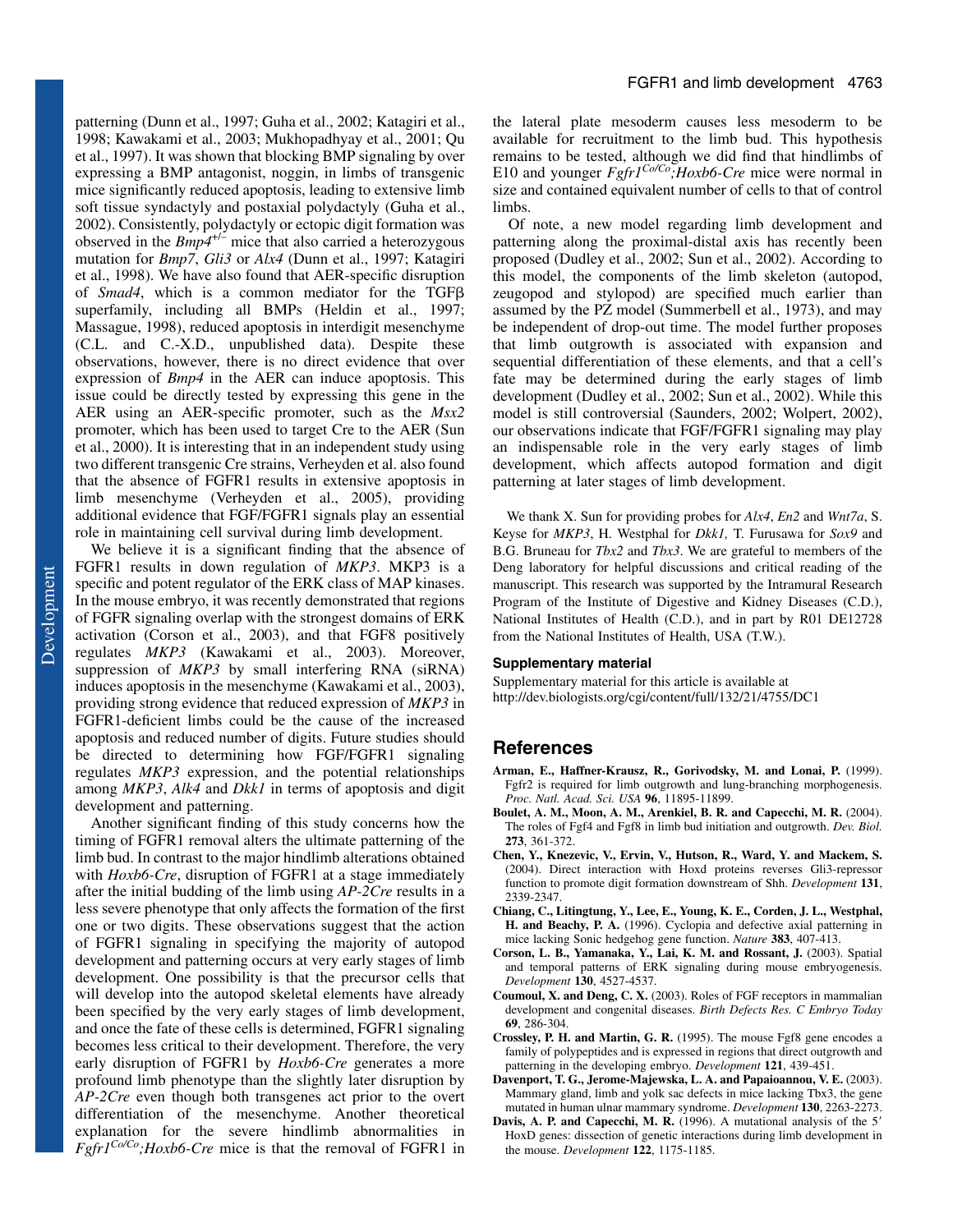patterning (Dunn et al., 1997; Guha et al., 2002; Katagiri et al., 1998; Kawakami et al., 2003; Mukhopadhyay et al., 2001; Qu et al., 1997). It was shown that blocking BMP signaling by over expressing a BMP antagonist, noggin, in limbs of transgenic mice significantly reduced apoptosis, leading to extensive limb soft tissue syndactyly and postaxial polydactyly (Guha et al., 2002). Consistently, polydactyly or ectopic digit formation was observed in the *Bmp4*$^{+/-}$ mice that also carried a heterozygous mutation for *Bmp7*, *Gli3* or *Alx4* (Dunn et al., 1997; Katagiri et al., 1998). We have also found that AER-specific disruption of *Smad4*, which is a common mediator for the TGFβ superfamily, including all BMPs (Heldin et al., 1997; Massague, 1998), reduced apoptosis in interdigit mesenchyme (C.L. and C.-X.D., unpublished data). Despite these observations, however, there is no direct evidence that over expression of *Bmp4* in the AER can induce apoptosis. This issue could be directly tested by expressing this gene in the AER using an AER-specific promoter, such as the *Msx2* promoter, which has been used to target Cre to the AER (Sun et al., 2000). It is interesting that in an independent study using two different transgenic Cre strains, Verheyden et al. also found that the absence of FGFR1 results in extensive apoptosis in limb mesenchyme (Verheyden et al., 2005), providing additional evidence that FGF/FGFR1 signals play an essential role in maintaining cell survival during limb development.

We believe it is a significant finding that the absence of FGFR1 results in down regulation of *MKP3*. MKP3 is a specific and potent regulator of the ERK class of MAP kinases. In the mouse embryo, it was recently demonstrated that regions of FGFR signaling overlap with the strongest domains of ERK activation (Corson et al., 2003), and that FGF8 positively regulates *MKP3* (Kawakami et al., 2003). Moreover, suppression of *MKP3* by small interfering RNA (siRNA) induces apoptosis in the mesenchyme (Kawakami et al., 2003), providing strong evidence that reduced expression of *MKP3* in FGFR1-deficient limbs could be the cause of the increased apoptosis and reduced number of digits. Future studies should be directed to determining how FGF/FGFR1 signaling regulates *MKP3* expression, and the potential relationships among *MKP3*, *Alk4* and *Dkk1* in terms of apoptosis and digit development and patterning.

Another significant finding of this study concerns how the timing of FGFR1 removal alters the ultimate patterning of the limb bud. In contrast to the major hindlimb alterations obtained with *Hoxb6-Cre*, disruption of FGFR1 at a stage immediately after the initial budding of the limb using *AP-2Cre* results in a less severe phenotype that only affects the formation of the first one or two digits. These observations suggest that the action of FGFR1 signaling in specifying the majority of autopod development and patterning occurs at very early stages of limb development. One possibility is that the precursor cells that will develop into the autopod skeletal elements have already been specified by the very early stages of limb development, and once the fate of these cells is determined, FGFR1 signaling becomes less critical to their development. Therefore, the very early disruption of FGFR1 by *Hoxb6-Cre* generates a more profound limb phenotype than the slightly later disruption by *AP-2Cre* even though both transgenes act prior to the overt differentiation of the mesenchyme. Another theoretical explanation for the severe hindlimb abnormalities in *Fgfr1*$^{Co/Co}$*;Hoxb6-Cre* mice is that the removal of FGFR1 in the lateral plate mesoderm causes less mesoderm to be available for recruitment to the limb bud. This hypothesis remains to be tested, although we did find that hindlimbs of E10 and younger *Fgfr1*$^{Co/Co}$*;Hoxb6-Cre* mice were normal in size and contained equivalent number of cells to that of control limbs.

Of note, a new model regarding limb development and patterning along the proximal-distal axis has recently been proposed (Dudley et al., 2002; Sun et al., 2002). According to this model, the components of the limb skeleton (autopod, zeugopod and stylopod) are specified much earlier than assumed by the PZ model (Summerbell et al., 1973), and may be independent of drop-out time. The model further proposes that limb outgrowth is associated with expansion and sequential differentiation of these elements, and that a cell's fate may be determined during the early stages of limb development (Dudley et al., 2002; Sun et al., 2002). While this model is still controversial (Saunders, 2002; Wolpert, 2002), our observations indicate that FGF/FGFR1 signaling may play an indispensable role in the very early stages of limb development, which affects autopod formation and digit patterning at later stages of limb development.

We thank X. Sun for providing probes for *Alx4*, *En2* and *Wnt7a*, S. Keyse for *MKP3*, H. Westphal for *Dkk1,* T. Furusawa for *Sox9* and B.G. Bruneau for *Tbx2* and *Tbx3*. We are grateful to members of the Deng laboratory for helpful discussions and critical reading of the manuscript. This research was supported by the Intramural Research Program of the Institute of Digestive and Kidney Diseases (C.D.), National Institutes of Health (C.D.), and in part by R01 DE12728 from the National Institutes of Health, USA (T.W.).

### Supplementary material

Supplementary material for this article is available at http://dev.biologists.org/cgi/content/full/132/21/4755/DC1

## References

**Arman, E., Haffner-Krausz, R., Gorivodsky, M. and Lonai, P.** (1999). Fgfr2 is required for limb outgrowth and lung-branching morphogenesis. *Proc. Natl. Acad. Sci. USA* **96**, 11895-11899.

**Boulet, A. M., Moon, A. M., Arenkiel, B. R. and Capecchi, M. R.** (2004). The roles of Fgf4 and Fgf8 in limb bud initiation and outgrowth. *Dev. Biol.* **273**, 361-372.

**Chen, Y., Knezevic, V., Ervin, V., Hutson, R., Ward, Y. and Mackem, S.** (2004). Direct interaction with Hoxd proteins reverses Gli3-repressor function to promote digit formation downstream of Shh. *Development* **131**, 2339-2347.

**Chiang, C., Litingtung, Y., Lee, E., Young, K. E., Corden, J. L., Westphal, H. and Beachy, P. A.** (1996). Cyclopia and defective axial patterning in mice lacking Sonic hedgehog gene function. *Nature* **383**, 407-413.

**Corson, L. B., Yamanaka, Y., Lai, K. M. and Rossant, J.** (2003). Spatial and temporal patterns of ERK signaling during mouse embryogenesis. *Development* **130**, 4527-4537.

**Coumoul, X. and Deng, C. X.** (2003). Roles of FGF receptors in mammalian development and congenital diseases. *Birth Defects Res. C Embryo Today* **69**, 286-304.

**Crossley, P. H. and Martin, G. R.** (1995). The mouse Fgf8 gene encodes a family of polypeptides and is expressed in regions that direct outgrowth and patterning in the developing embryo. *Development* **121**, 439-451.

**Davenport, T. G., Jerome-Majewska, L. A. and Papaioannou, V. E.** (2003). Mammary gland, limb and yolk sac defects in mice lacking Tbx3, the gene mutated in human ulnar mammary syndrome. *Development* **130**, 2263-2273.

**Davis, A. P. and Capecchi, M. R.** (1996). A mutational analysis of the 5′ HoxD genes: dissection of genetic interactions during limb development in the mouse. *Development* **122**, 1175-1185.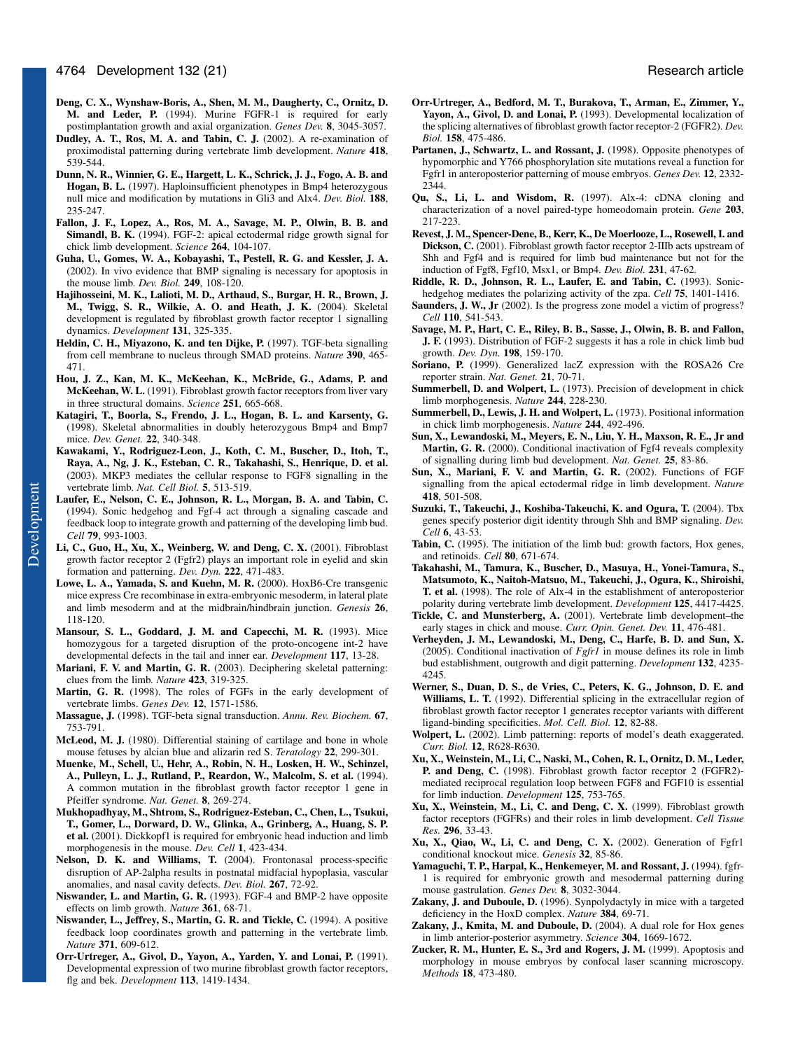**Deng, C. X., Wynshaw-Boris, A., Shen, M. M., Daugherty, C., Ornitz, D. M. and Leder, P.** (1994). Murine FGFR-1 is required for early postimplantation growth and axial organization. *Genes Dev.* **8**, 3045-3057.

**Dudley, A. T., Ros, M. A. and Tabin, C. J.** (2002). A re-examination of proximodistal patterning during vertebrate limb development. *Nature* **418**, 539-544.

**Dunn, N. R., Winnier, G. E., Hargett, L. K., Schrick, J. J., Fogo, A. B. and Hogan, B. L.** (1997). Haploinsufficient phenotypes in Bmp4 heterozygous null mice and modification by mutations in Gli3 and Alx4. *Dev. Biol.* **188**, 235-247.

**Fallon, J. F., Lopez, A., Ros, M. A., Savage, M. P., Olwin, B. B. and Simandl, B. K.** (1994). FGF-2: apical ectodermal ridge growth signal for chick limb development. *Science* **264**, 104-107.

**Guha, U., Gomes, W. A., Kobayashi, T., Pestell, R. G. and Kessler, J. A.** (2002). In vivo evidence that BMP signaling is necessary for apoptosis in the mouse limb. *Dev. Biol.* **249**, 108-120.

**Hajihosseini, M. K., Lalioti, M. D., Arthaud, S., Burgar, H. R., Brown, J. M., Twigg, S. R., Wilkie, A. O. and Heath, J. K.** (2004). Skeletal development is regulated by fibroblast growth factor receptor 1 signalling dynamics. *Development* **131**, 325-335.

**Heldin, C. H., Miyazono, K. and ten Dijke, P.** (1997). TGF-beta signalling from cell membrane to nucleus through SMAD proteins. *Nature* **390**, 465-471.

**Hou, J. Z., Kan, M. K., McKeehan, K., McBride, G., Adams, P. and McKeehan, W. L.** (1991). Fibroblast growth factor receptors from liver vary in three structural domains. *Science* **251**, 665-668.

**Katagiri, T., Boorla, S., Frendo, J. L., Hogan, B. L. and Karsenty, G.** (1998). Skeletal abnormalities in doubly heterozygous Bmp4 and Bmp7 mice. *Dev. Genet.* **22**, 340-348.

**Kawakami, Y., Rodriguez-Leon, J., Koth, C. M., Buscher, D., Itoh, T., Raya, A., Ng, J. K., Esteban, C. R., Takahashi, S., Henrique, D. et al.** (2003). MKP3 mediates the cellular response to FGF8 signalling in the vertebrate limb. *Nat. Cell Biol.* **5**, 513-519.

**Laufer, E., Nelson, C. E., Johnson, R. L., Morgan, B. A. and Tabin, C.** (1994). Sonic hedgehog and Fgf-4 act through a signaling cascade and feedback loop to integrate growth and patterning of the developing limb bud. *Cell* **79**, 993-1003.

**Li, C., Guo, H., Xu, X., Weinberg, W. and Deng, C. X.** (2001). Fibroblast growth factor receptor 2 (Fgfr2) plays an important role in eyelid and skin formation and patterning. *Dev. Dyn.* **222**, 471-483.

**Lowe, L. A., Yamada, S. and Kuehn, M. R.** (2000). HoxB6-Cre transgenic mice express Cre recombinase in extra-embryonic mesoderm, in lateral plate and limb mesoderm and at the midbrain/hindbrain junction. *Genesis* **26**, 118-120.

**Mansour, S. L., Goddard, J. M. and Capecchi, M. R.** (1993). Mice homozygous for a targeted disruption of the proto-oncogene int-2 have developmental defects in the tail and inner ear. *Development* **117**, 13-28.

**Mariani, F. V. and Martin, G. R.** (2003). Deciphering skeletal patterning: clues from the limb. *Nature* **423**, 319-325.

**Martin, G. R.** (1998). The roles of FGFs in the early development of vertebrate limbs. *Genes Dev.* **12**, 1571-1586.

**Massague, J.** (1998). TGF-beta signal transduction. *Annu. Rev. Biochem.* **67**, 753-791.

**McLeod, M. J.** (1980). Differential staining of cartilage and bone in whole mouse fetuses by alcian blue and alizarin red S. *Teratology* **22**, 299-301.

**Muenke, M., Schell, U., Hehr, A., Robin, N. H., Losken, H. W., Schinzel, A., Pulleyn, L. J., Rutland, P., Reardon, W., Malcolm, S. et al.** (1994). A common mutation in the fibroblast growth factor receptor 1 gene in Pfeiffer syndrome. *Nat. Genet.* **8**, 269-274.

**Mukhopadhyay, M., Shtrom, S., Rodriguez-Esteban, C., Chen, L., Tsukui, T., Gomer, L., Dorward, D. W., Glinka, A., Grinberg, A., Huang, S. P. et al.** (2001). Dickkopf1 is required for embryonic head induction and limb morphogenesis in the mouse. *Dev. Cell* **1**, 423-434.

**Nelson, D. K. and Williams, T.** (2004). Frontonasal process-specific disruption of AP-2alpha results in postnatal midfacial hypoplasia, vascular anomalies, and nasal cavity defects. *Dev. Biol.* **267**, 72-92.

**Niswander, L. and Martin, G. R.** (1993). FGF-4 and BMP-2 have opposite effects on limb growth. *Nature* **361**, 68-71.

**Niswander, L., Jeffrey, S., Martin, G. R. and Tickle, C.** (1994). A positive feedback loop coordinates growth and patterning in the vertebrate limb. *Nature* **371**, 609-612.

**Orr-Urtreger, A., Givol, D., Yayon, A., Yarden, Y. and Lonai, P.** (1991). Developmental expression of two murine fibroblast growth factor receptors, flg and bek. *Development* **113**, 1419-1434.

**Orr-Urtreger, A., Bedford, M. T., Burakova, T., Arman, E., Zimmer, Y., Yayon, A., Givol, D. and Lonai, P.** (1993). Developmental localization of the splicing alternatives of fibroblast growth factor receptor-2 (FGFR2). *Dev. Biol.* **158**, 475-486.

**Partanen, J., Schwartz, L. and Rossant, J.** (1998). Opposite phenotypes of hypomorphic and Y766 phosphorylation site mutations reveal a function for Fgfr1 in anteroposterior patterning of mouse embryos. *Genes Dev.* **12**, 2332-2344.

**Qu, S., Li, L. and Wisdom, R.** (1997). Alx-4: cDNA cloning and characterization of a novel paired-type homeodomain protein. *Gene* **203**, 217-223.

**Revest, J. M., Spencer-Dene, B., Kerr, K., De Moerlooze, L., Rosewell, I. and Dickson, C.** (2001). Fibroblast growth factor receptor 2-IIIb acts upstream of Shh and Fgf4 and is required for limb bud maintenance but not for the induction of Fgf8, Fgf10, Msx1, or Bmp4. *Dev. Biol.* **231**, 47-62.

**Riddle, R. D., Johnson, R. L., Laufer, E. and Tabin, C.** (1993). Sonic hedgehog mediates the polarizing activity of the zpa. *Cell* **75**, 1401-1416.

**Saunders, J. W., Jr** (2002). Is the progress zone model a victim of progress? *Cell* **110**, 541-543.

**Savage, M. P., Hart, C. E., Riley, B. B., Sasse, J., Olwin, B. B. and Fallon, J. F.** (1993). Distribution of FGF-2 suggests it has a role in chick limb bud growth. *Dev. Dyn.* **198**, 159-170.

**Soriano, P.** (1999). Generalized lacZ expression with the ROSA26 Cre reporter strain. *Nat. Genet.* **21**, 70-71.

**Summerbell, D. and Wolpert, L.** (1973). Precision of development in chick limb morphogenesis. *Nature* **244**, 228-230.

**Summerbell, D., Lewis, J. H. and Wolpert, L.** (1973). Positional information in chick limb morphogenesis. *Nature* **244**, 492-496.

**Sun, X., Lewandoski, M., Meyers, E. N., Liu, Y. H., Maxson, R. E., Jr and Martin, G. R.** (2000). Conditional inactivation of Fgf4 reveals complexity of signalling during limb bud development. *Nat. Genet.* **25**, 83-86.

**Sun, X., Mariani, F. V. and Martin, G. R.** (2002). Functions of FGF signalling from the apical ectodermal ridge in limb development. *Nature* **418**, 501-508.

**Suzuki, T., Takeuchi, J., Koshiba-Takeuchi, K. and Ogura, T.** (2004). Tbx genes specify posterior digit identity through Shh and BMP signaling. *Dev. Cell* **6**, 43-53.

**Tabin, C.** (1995). The initiation of the limb bud: growth factors, Hox genes, and retinoids. *Cell* **80**, 671-674.

**Takahashi, M., Tamura, K., Buscher, D., Masuya, H., Yonei-Tamura, S., Matsumoto, K., Naitoh-Matsuo, M., Takeuchi, J., Ogura, K., Shiroishi, T. et al.** (1998). The role of Alx-4 in the establishment of anteroposterior polarity during vertebrate limb development. *Development* **125**, 4417-4425.

**Tickle, C. and Munsterberg, A.** (2001). Vertebrate limb development–the early stages in chick and mouse. *Curr. Opin. Genet. Dev.* **11**, 476-481.

**Verheyden, J. M., Lewandoski, M., Deng, C., Harfe, B. D. and Sun, X.** (2005). Conditional inactivation of *Fgfr1* in mouse defines its role in limb bud establishment, outgrowth and digit patterning. *Development* **132**, 4235-4245.

**Werner, S., Duan, D. S., de Vries, C., Peters, K. G., Johnson, D. E. and Williams, L. T.** (1992). Differential splicing in the extracellular region of fibroblast growth factor receptor 1 generates receptor variants with different ligand-binding specificities. *Mol. Cell. Biol.* **12**, 82-88.

**Wolpert, L.** (2002). Limb patterning: reports of model's death exaggerated. *Curr. Biol.* **12**, R628-R630.

**Xu, X., Weinstein, M., Li, C., Naski, M., Cohen, R. I., Ornitz, D. M., Leder, P. and Deng, C.** (1998). Fibroblast growth factor receptor 2 (FGFR2)-mediated reciprocal regulation loop between FGF8 and FGF10 is essential for limb induction. *Development* **125**, 753-765.

**Xu, X., Weinstein, M., Li, C. and Deng, C. X.** (1999). Fibroblast growth factor receptors (FGFRs) and their roles in limb development. *Cell Tissue Res.* **296**, 33-43.

**Xu, X., Qiao, W., Li, C. and Deng, C. X.** (2002). Generation of Fgfr1 conditional knockout mice. *Genesis* **32**, 85-86.

**Yamaguchi, T. P., Harpal, K., Henkemeyer, M. and Rossant, J.** (1994). fgfr-1 is required for embryonic growth and mesodermal patterning during mouse gastrulation. *Genes Dev.* **8**, 3032-3044.

**Zakany, J. and Duboule, D.** (1996). Synpolydactyly in mice with a targeted deficiency in the HoxD complex. *Nature* **384**, 69-71.

**Zakany, J., Kmita, M. and Duboule, D.** (2004). A dual role for Hox genes in limb anterior-posterior asymmetry. *Science* **304**, 1669-1672.

**Zucker, R. M., Hunter, E. S., 3rd and Rogers, J. M.** (1999). Apoptosis and morphology in mouse embryos by confocal laser scanning microscopy. *Methods* **18**, 473-480.